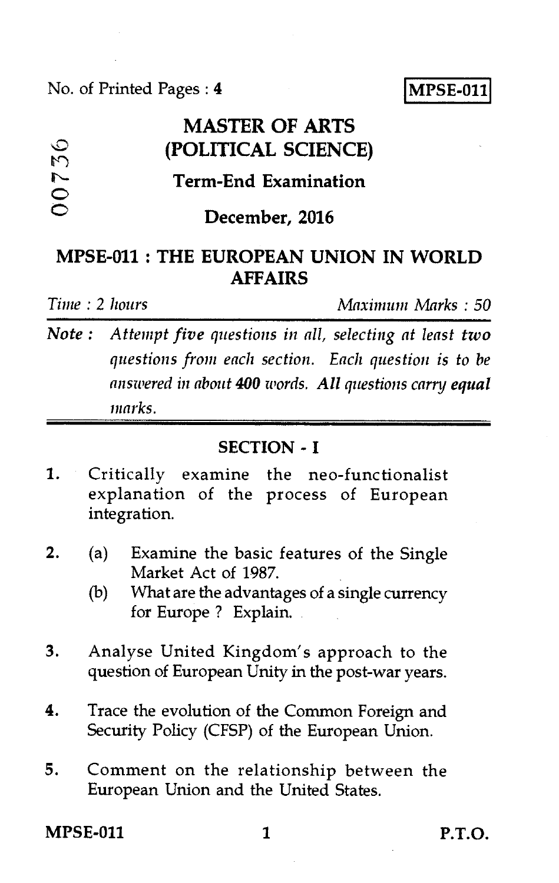No. of Printed Pages : 4

**MPSE-011**

00736

# MASTER OF ARTS (POLITICAL SCIENCE)

## Term-End Examination

## December, 2016

## MPSE-011 : THE EUROPEAN UNION IN WORLD AFFAIRS

*Time : 2 hours* *Maximum Marks : 50*

***Note :*** *Attempt five questions in all, selecting at least **two** questions from each section. Each question is to be answered in about **400** words. **All questions carry equal** marks.*

### SECTION - I

1. Critically examine the neo-functionalist explanation of the process of European integration.

2. (a) Examine the basic features of the Single Market Act of 1987.
   (b) What are the advantages of a single currency for Europe ? Explain.

3. Analyse United Kingdom's approach to the question of European Unity in the post-war years.

4. Trace the evolution of the Common Foreign and Security Policy (CFSP) of the European Union.

5. Comment on the relationship between the European Union and the United States.

P.T.O.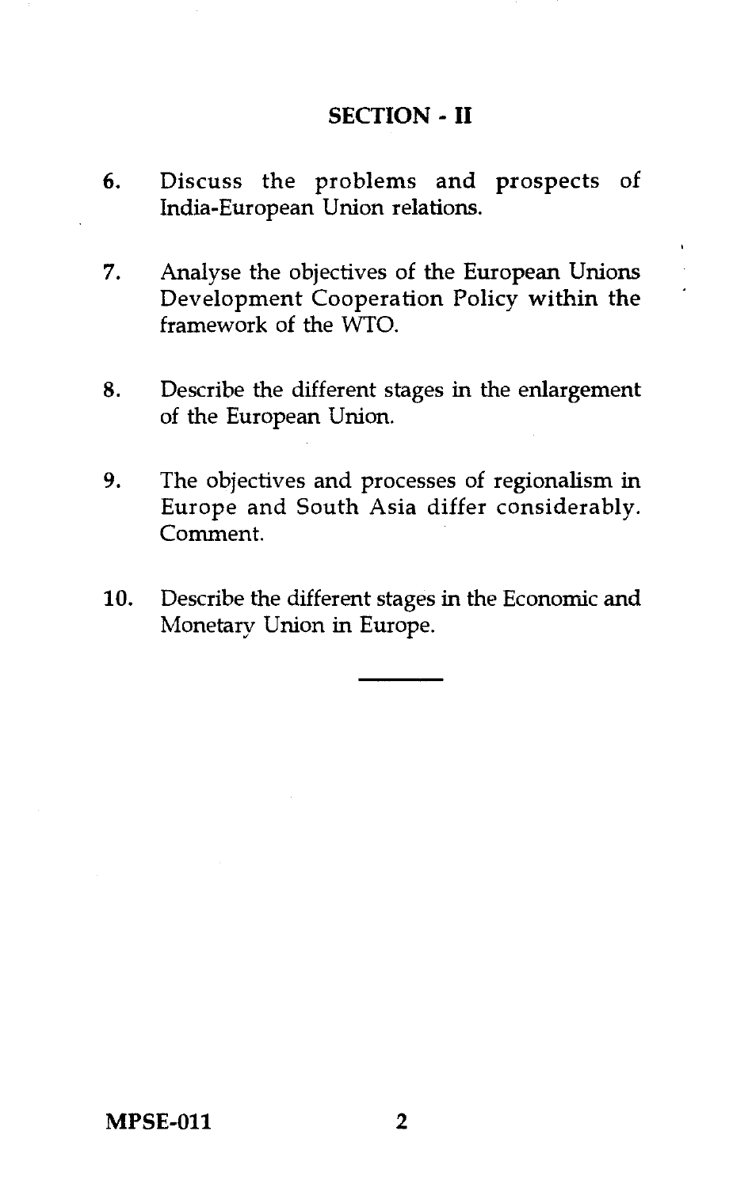## SECTION - II

6. Discuss the problems and prospects of India-European Union relations.

7. Analyse the objectives of the European Unions Development Cooperation Policy within the framework of the WTO.

8. Describe the different stages in the enlargement of the European Union.

9. The objectives and processes of regionalism in Europe and South Asia differ considerably. Comment.

10. Describe the different stages in the Economic and Monetary Union in Europe.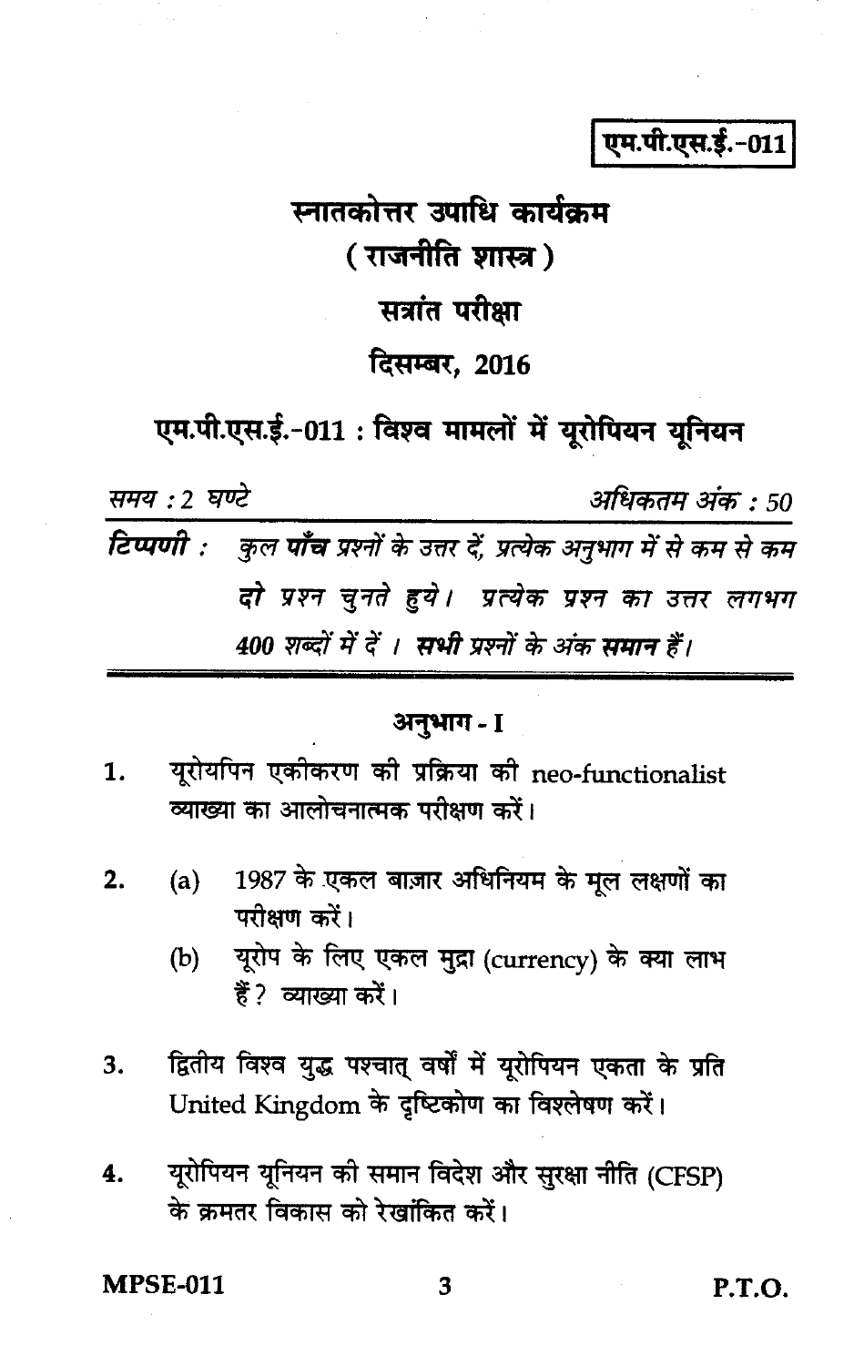एम.पी.एस.ई.-011

# स्नातकोत्तर उपाधि कार्यक्रम

## ( राजनीति शास्त्र )

## सत्रांत परीक्षा

## दिसम्बर, 2016

## एम.पी.एस.ई.-011 : विश्व मामलों में यूरोपियन यूनियन

*समय : 2 घण्टे* *अधिकतम अंक : 50*

***टिप्पणी :*** *कुल **पाँच** प्रश्नों के उत्तर दें, प्रत्येक अनुभाग में से कम से कम **दो** प्रश्न चुनते हुये। प्रत्येक प्रश्न का उत्तर लगभग 400 शब्दों में दें । **सभी** प्रश्नों के अंक **समान** हैं।*

### अनुभाग - I

1. यूरोयपिन एकीकरण की प्रक्रिया की neo-functionalist व्याख्या का आलोचनात्मक परीक्षण करें।

2. (a) 1987 के एकल बाज़ार अधिनियम के मूल लक्षणों का परीक्षण करें।

   (b) यूरोप के लिए एकल मुद्रा (currency) के क्या लाभ हैं ? व्याख्या करें।

3. द्वितीय विश्व युद्ध पश्चात् वर्षों में यूरोपियन एकता के प्रति United Kingdom के दृष्टिकोण का विश्लेषण करें।

4. यूरोपियन यूनियन की समान विदेश और सुरक्षा नीति (CFSP) के क्रमतर विकास को रेखांकित करें।

MPSE-011 P.T.O.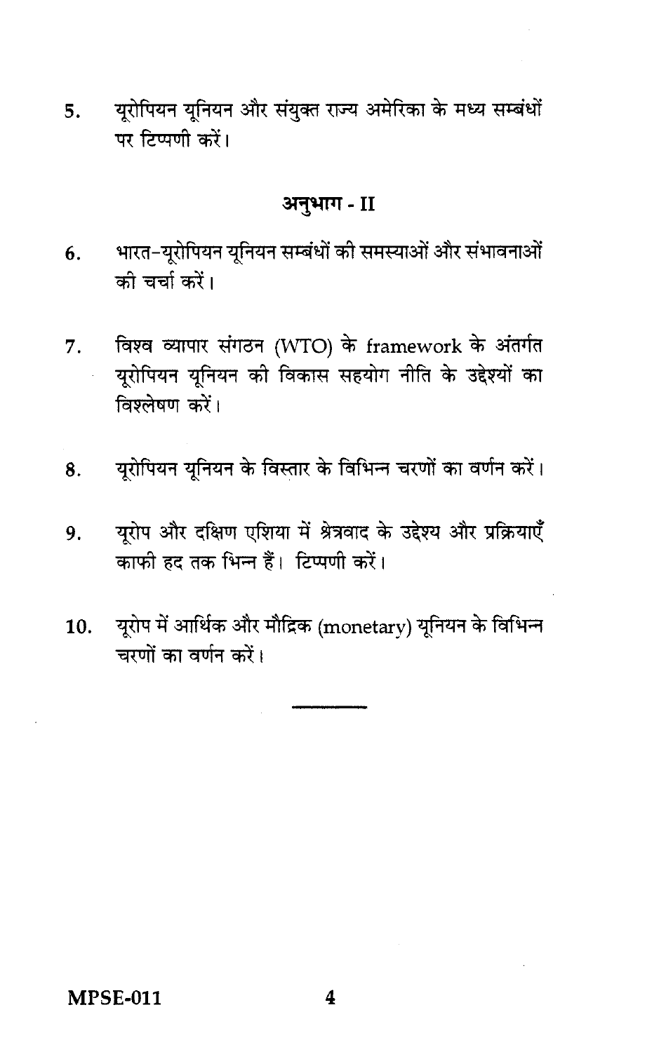5. यूरोपियन यूनियन और संयुक्त राज्य अमेरिका के मध्य सम्बंधों पर टिप्पणी करें।

## अनुभाग - II

6. भारत-यूरोपियन यूनियन सम्बंधों की समस्याओं और संभावनाओं की चर्चा करें।

7. विश्व व्यापार संगठन (WTO) के framework के अंतर्गत यूरोपियन यूनियन की विकास सहयोग नीति के उद्देश्यों का विश्लेषण करें।

8. यूरोपियन यूनियन के विस्तार के विभिन्न चरणों का वर्णन करें।

9. यूरोप और दक्षिण एशिया में श्रेत्रवाद के उद्देश्य और प्रक्रियाएँ काफी हद तक भिन्न हैं। टिप्पणी करें।

10. यूरोप में आर्थिक और मौद्रिक (monetary) यूनियन के विभिन्न चरणों का वर्णन करें।